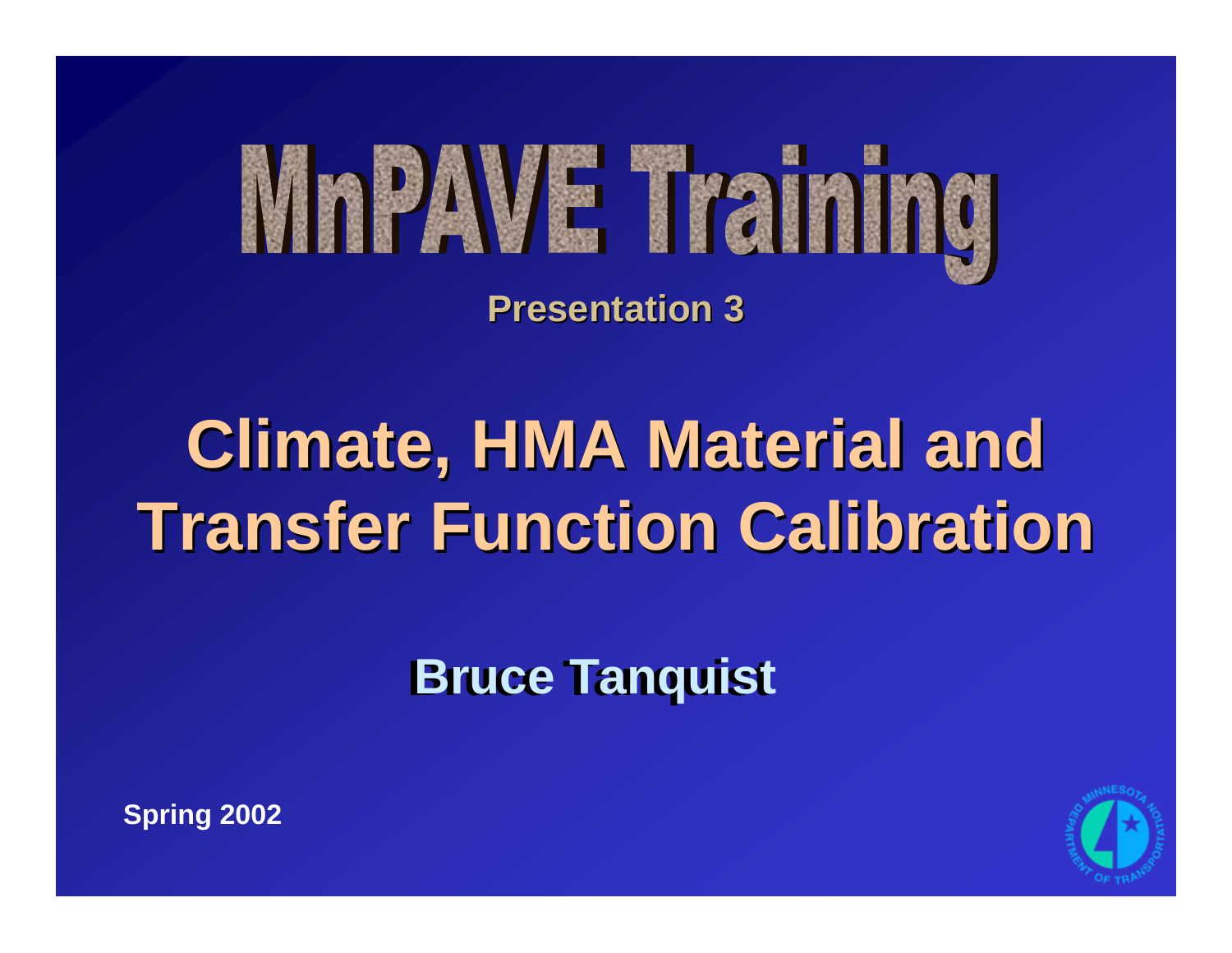# MnPAVE Training

**Presentation 3**

# Climate, HMA Material and Transfer Function Calibration

**Bruce Tanquist**

**Spring 2002**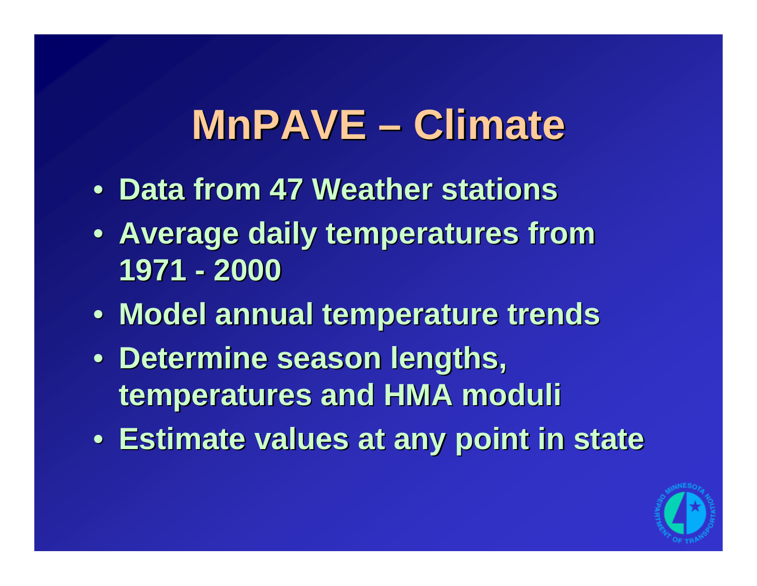# MnPAVE – Climate

- Data from 47 Weather stations
- Average daily temperatures from 1971 - 2000
- Model annual temperature trends
- Determine season lengths, temperatures and HMA moduli
- Estimate values at any point in state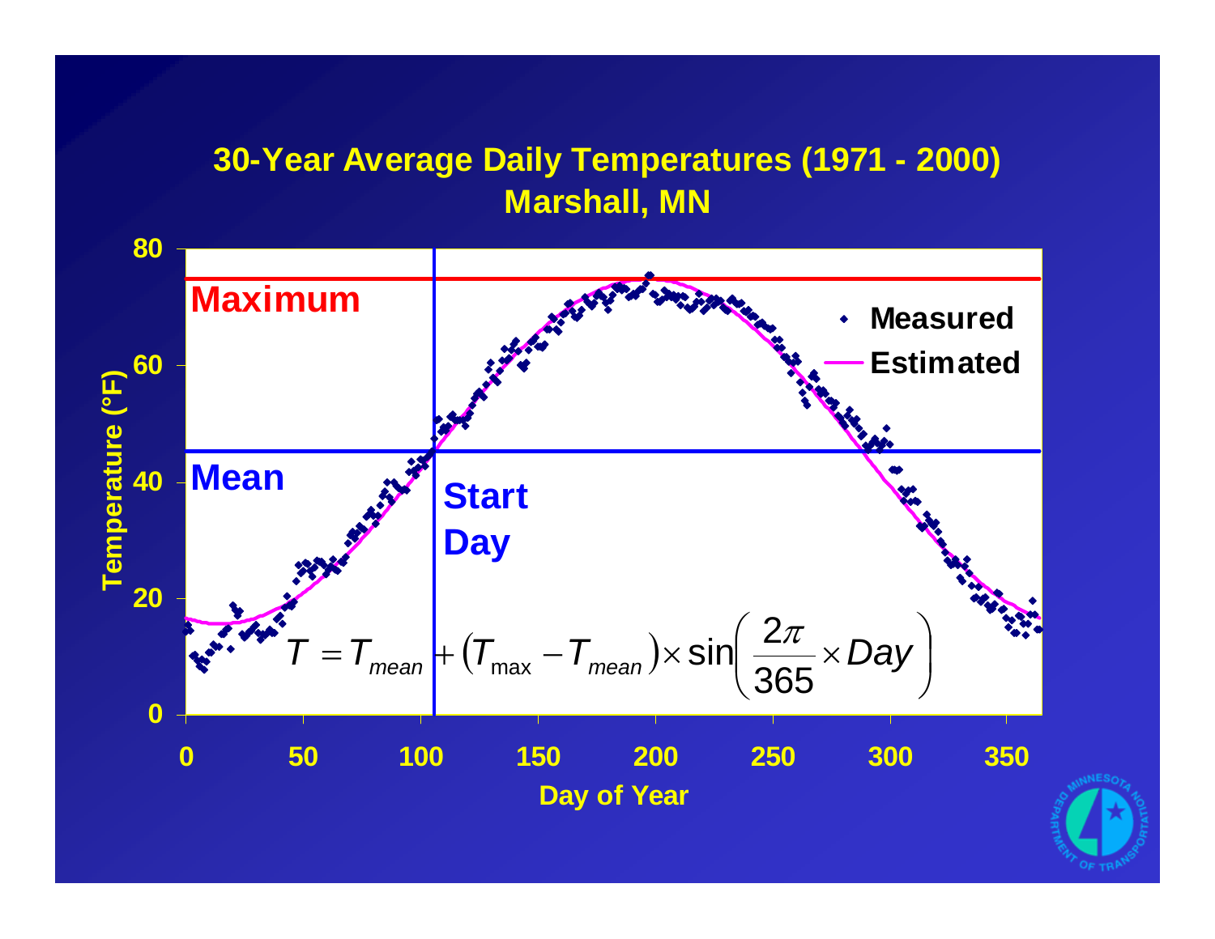# 30-Year Average Daily Temperatures (1971 - 2000)
## Marshall, MN

Maximum

Mean

Start Day

- Measured
- Estimated

$$T = T_{mean} + (T_{\max} - T_{mean}) \times \sin\left(\frac{2\pi}{365} \times Day\right)$$

Temperature (°F): 0, 20, 40, 60, 80

Day of Year: 0, 50, 100, 150, 200, 250, 300, 350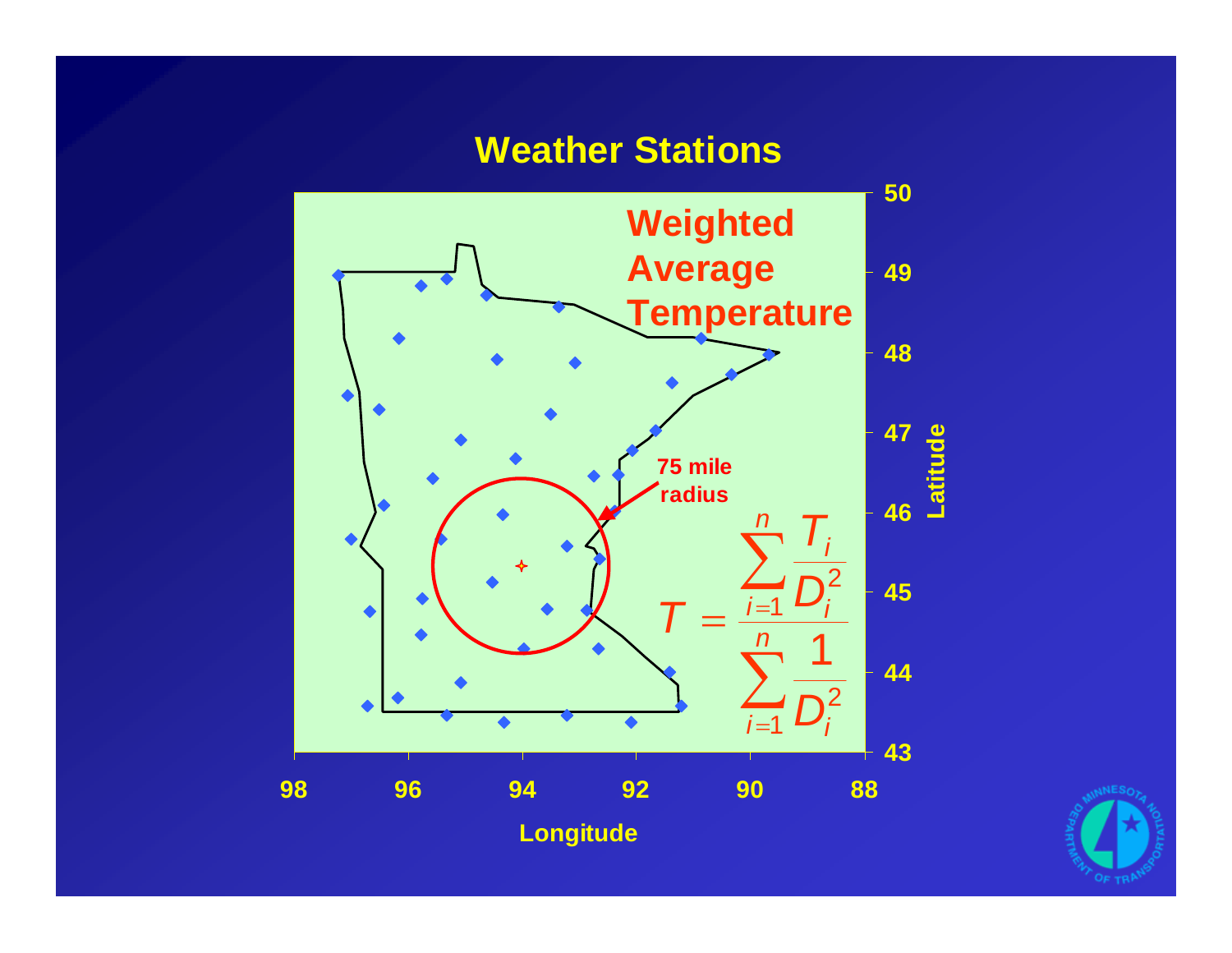# Weather Stations

**Weighted Average Temperature**

**75 mile radius**

$$T = \frac{\sum_{i=1}^{n} \frac{T_i}{D_i^2}}{\sum_{i=1}^{n} \frac{1}{D_i^2}}$$

Longitude: 98, 96, 94, 92, 90, 88

Latitude: 43, 44, 45, 46, 47, 48, 49, 50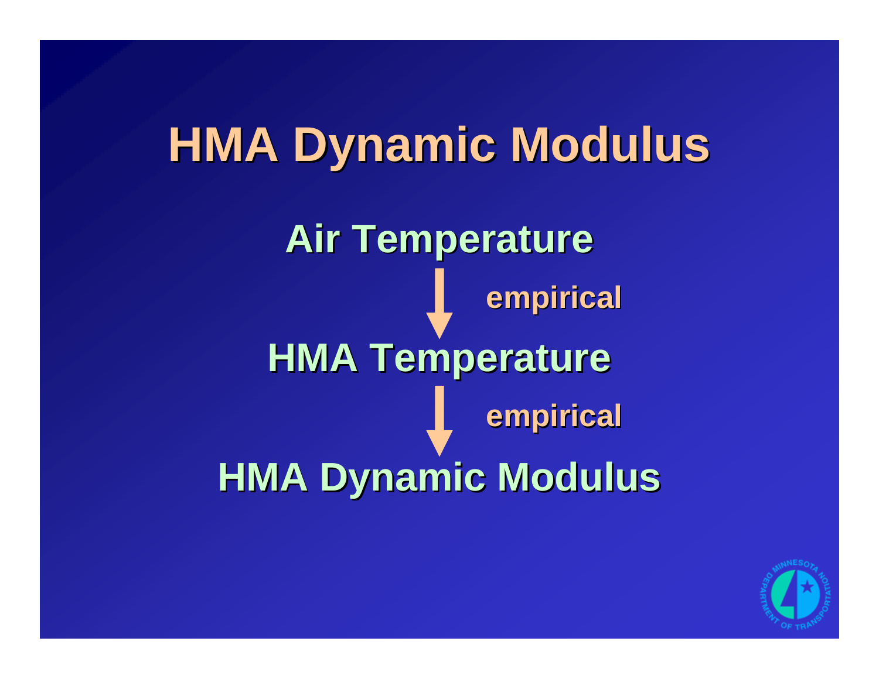# HMA Dynamic Modulus

**Air Temperature**

↓ empirical

**HMA Temperature**

↓ empirical

**HMA Dynamic Modulus**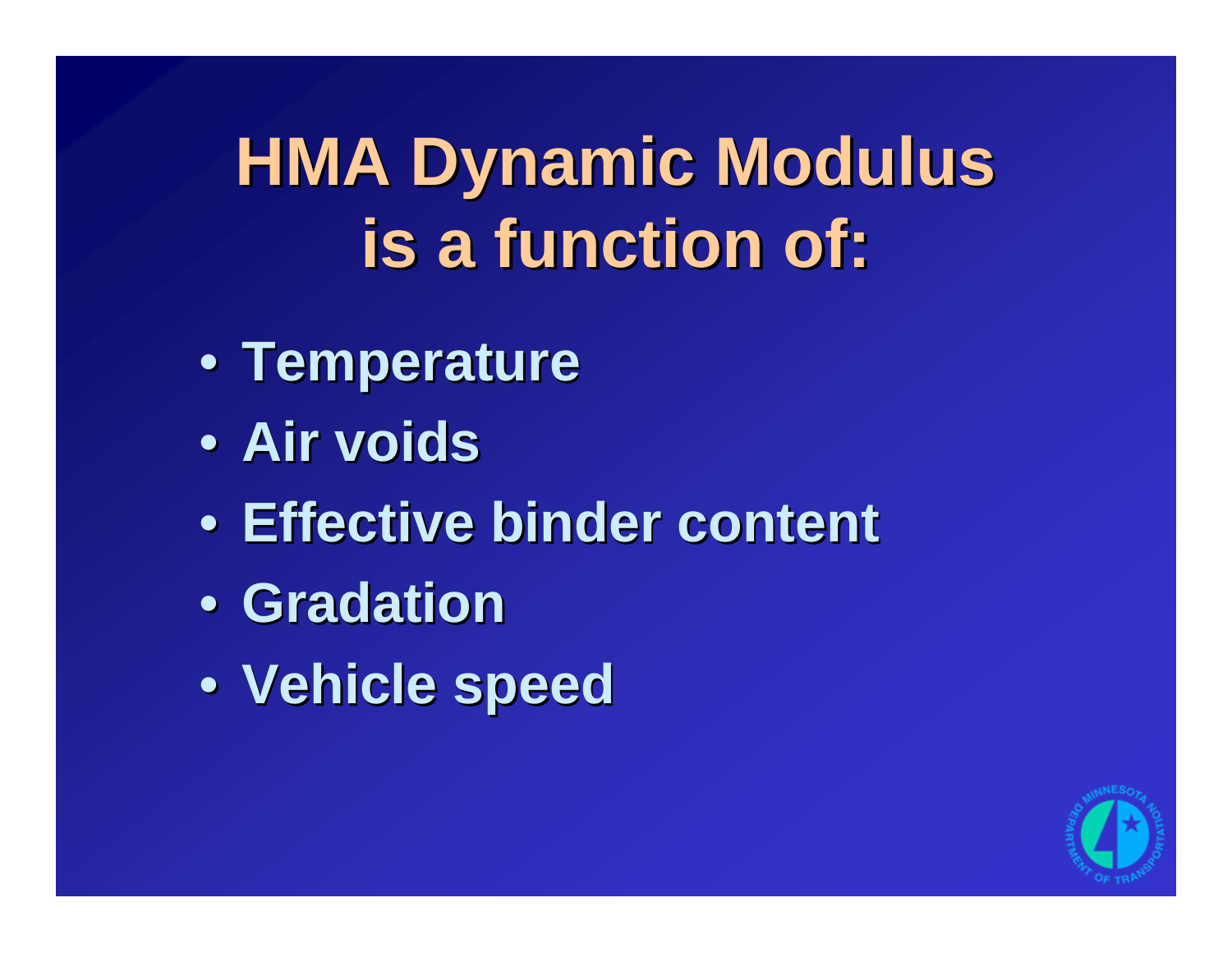# HMA Dynamic Modulus is a function of:

- Temperature
- Air voids
- Effective binder content
- Gradation
- Vehicle speed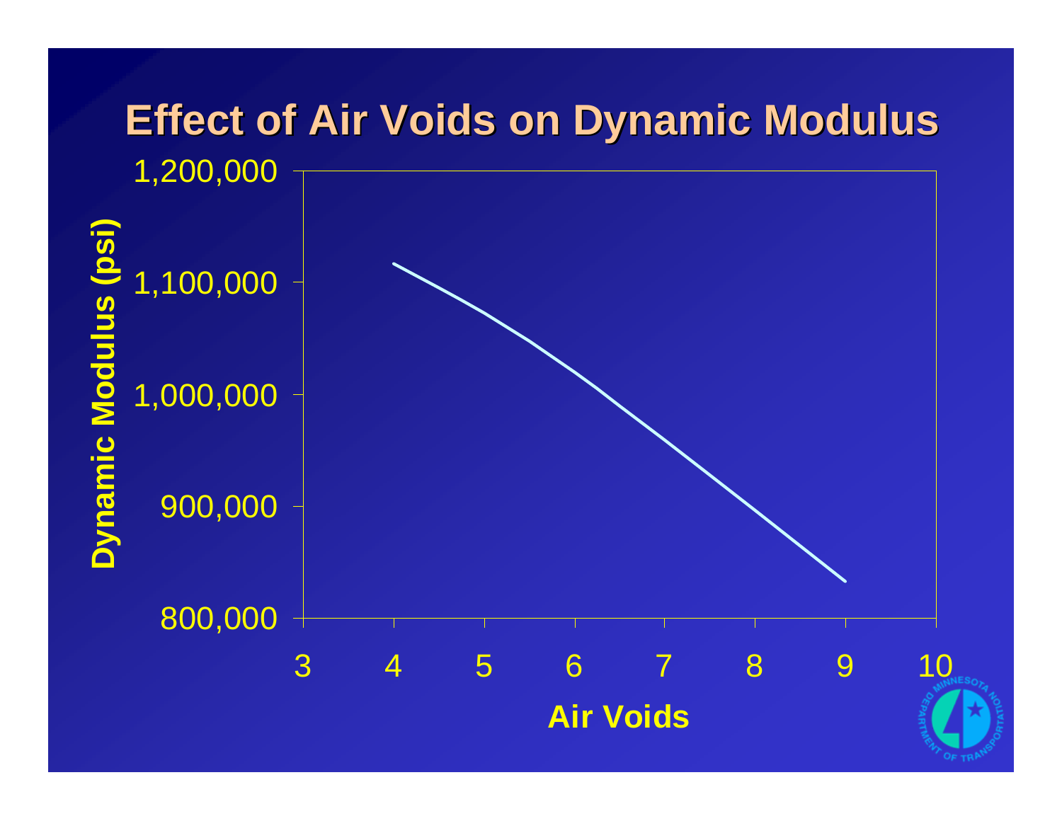# Effect of Air Voids on Dynamic Modulus

Dynamic Modulus (psi)

1,200,000
1,100,000
1,000,000
900,000
800,000

3 4 5 6 7 8 9 10

Air Voids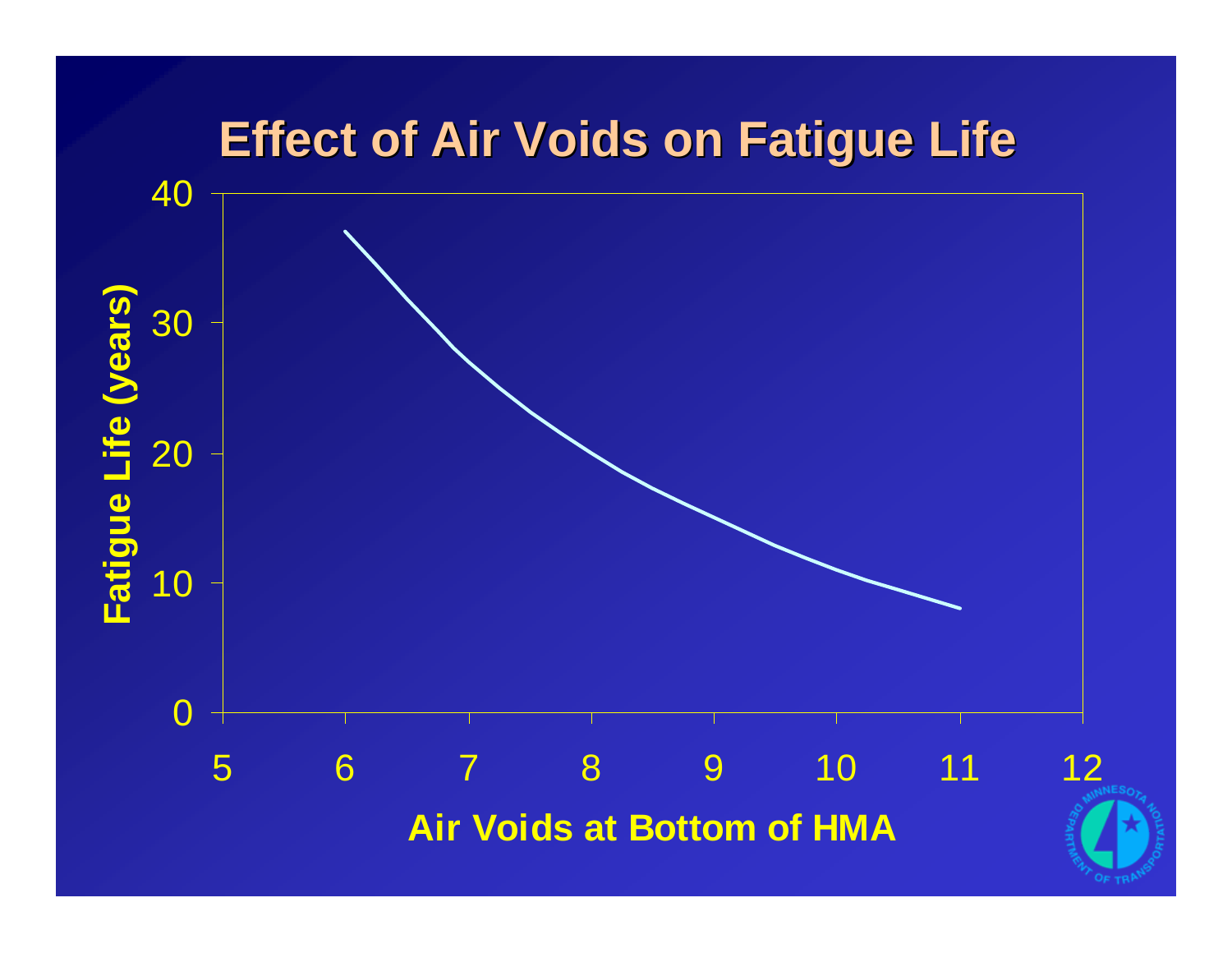# Effect of Air Voids on Fatigue Life

Fatigue Life (years)

40

30

20

10

0

5 6 7 8 9 10 11 12

Air Voids at Bottom of HMA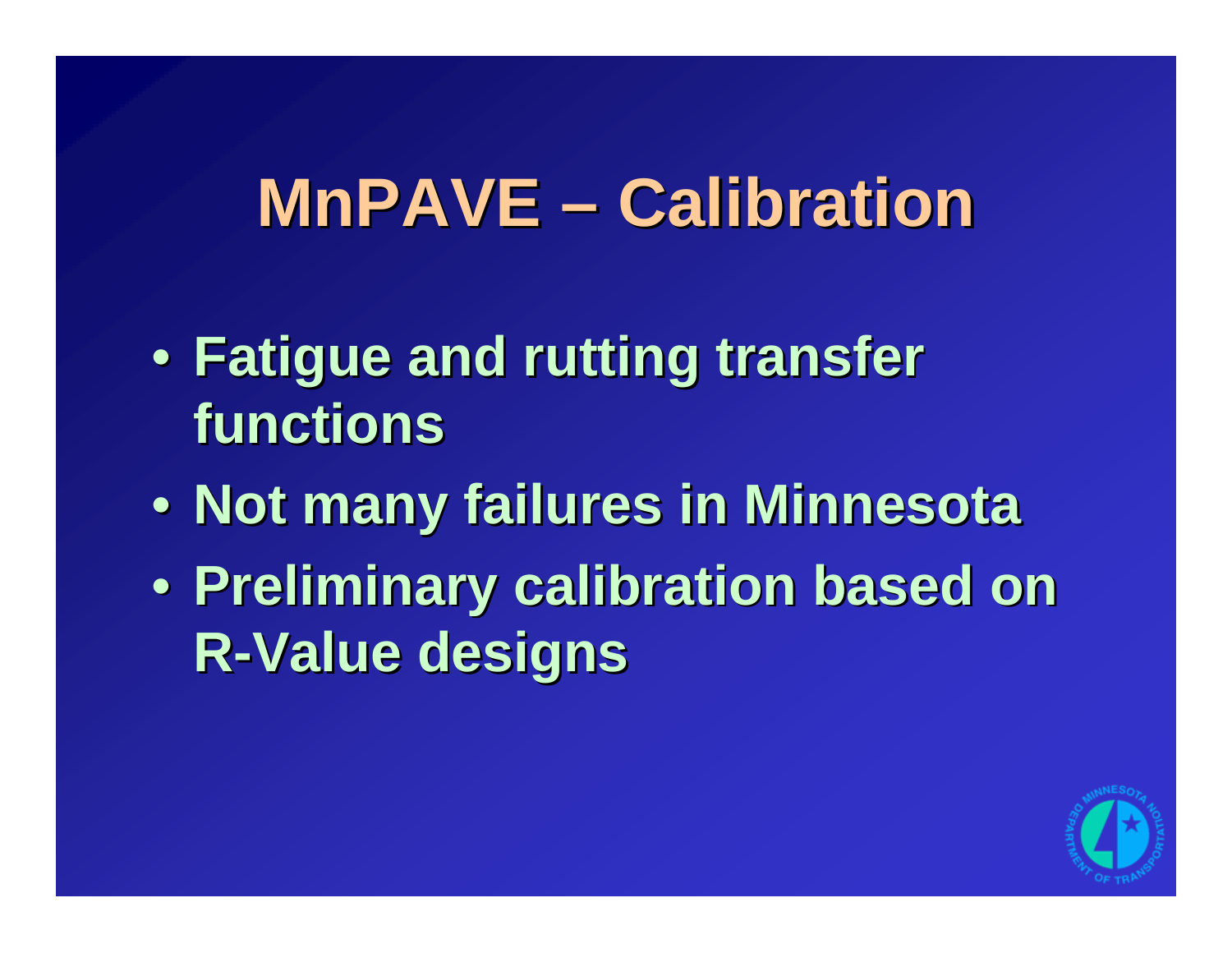# MnPAVE – Calibration

- Fatigue and rutting transfer functions
- Not many failures in Minnesota
- Preliminary calibration based on R-Value designs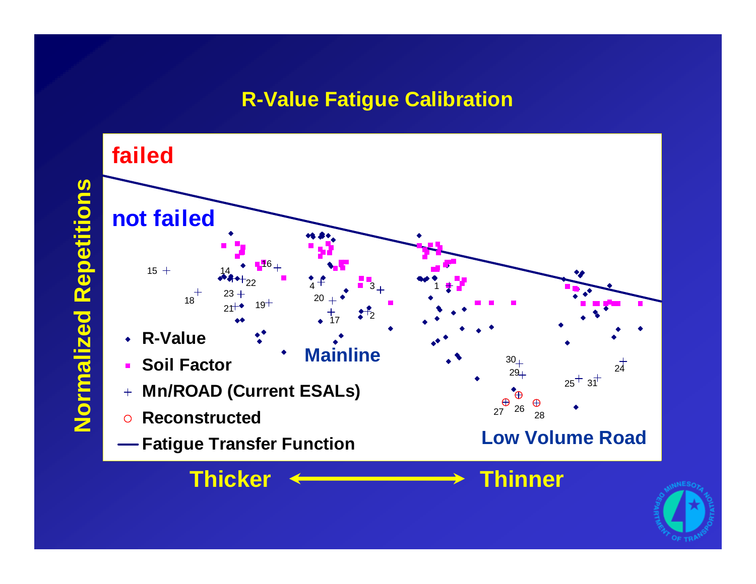# R-Value Fatigue Calibration

failed

not failed

Normalized Repetitions

- R-Value
- Soil Factor
- Mn/ROAD (Current ESALs)
- Reconstructed
- Fatigue Transfer Function

Mainline

Low Volume Road

15, 18, 14, 22, 23, 21, 16, 19, 4, 20, 17, 3, 2, 1, 30, 29, 27, 26, 28, 25, 31, 24

Thicker ⟷ Thinner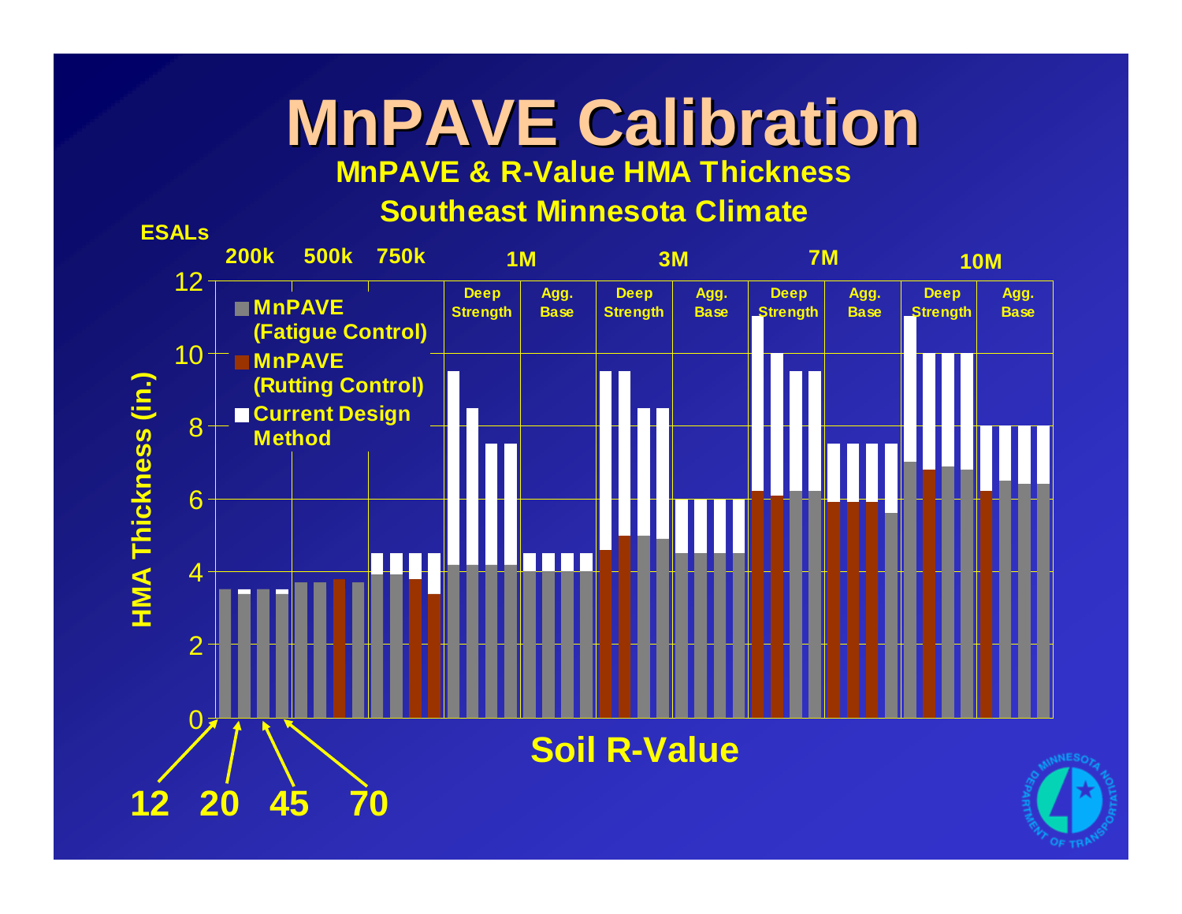# MnPAVE Calibration

## MnPAVE & R-Value HMA Thickness

## Southeast Minnesota Climate

ESALs: 200k, 500k, 750k, 1M, 3M, 7M, 10M

| 1M | | 3M | | 7M | | 10M | |
|---|---|---|---|---|---|---|---|
| Deep Strength | Agg. Base | Deep Strength | Agg. Base | Deep Strength | Agg. Base | Deep Strength | Agg. Base |

Legend:
- MnPAVE (Fatigue Control)
- MnPAVE (Rutting Control)
- Current Design Method

HMA Thickness (in.): 0, 2, 4, 6, 8, 10, 12

Soil R-Value

12 20 45 70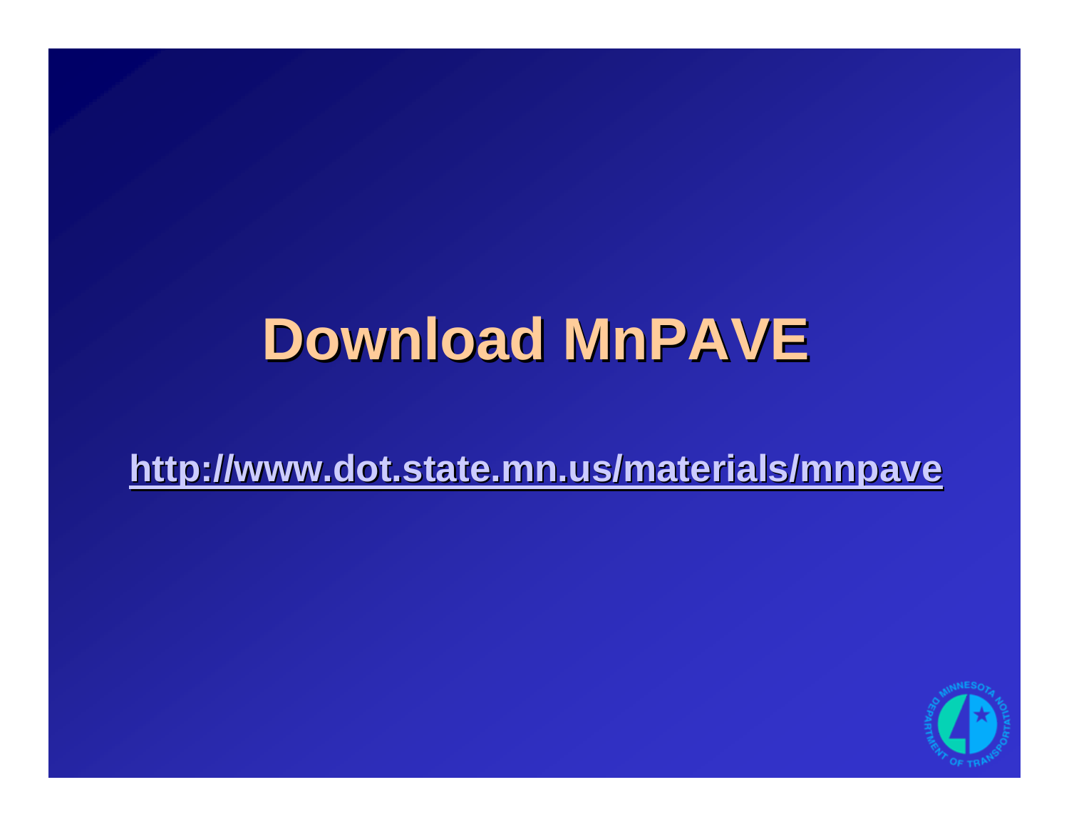# Download MnPAVE

http://www.dot.state.mn.us/materials/mnpave